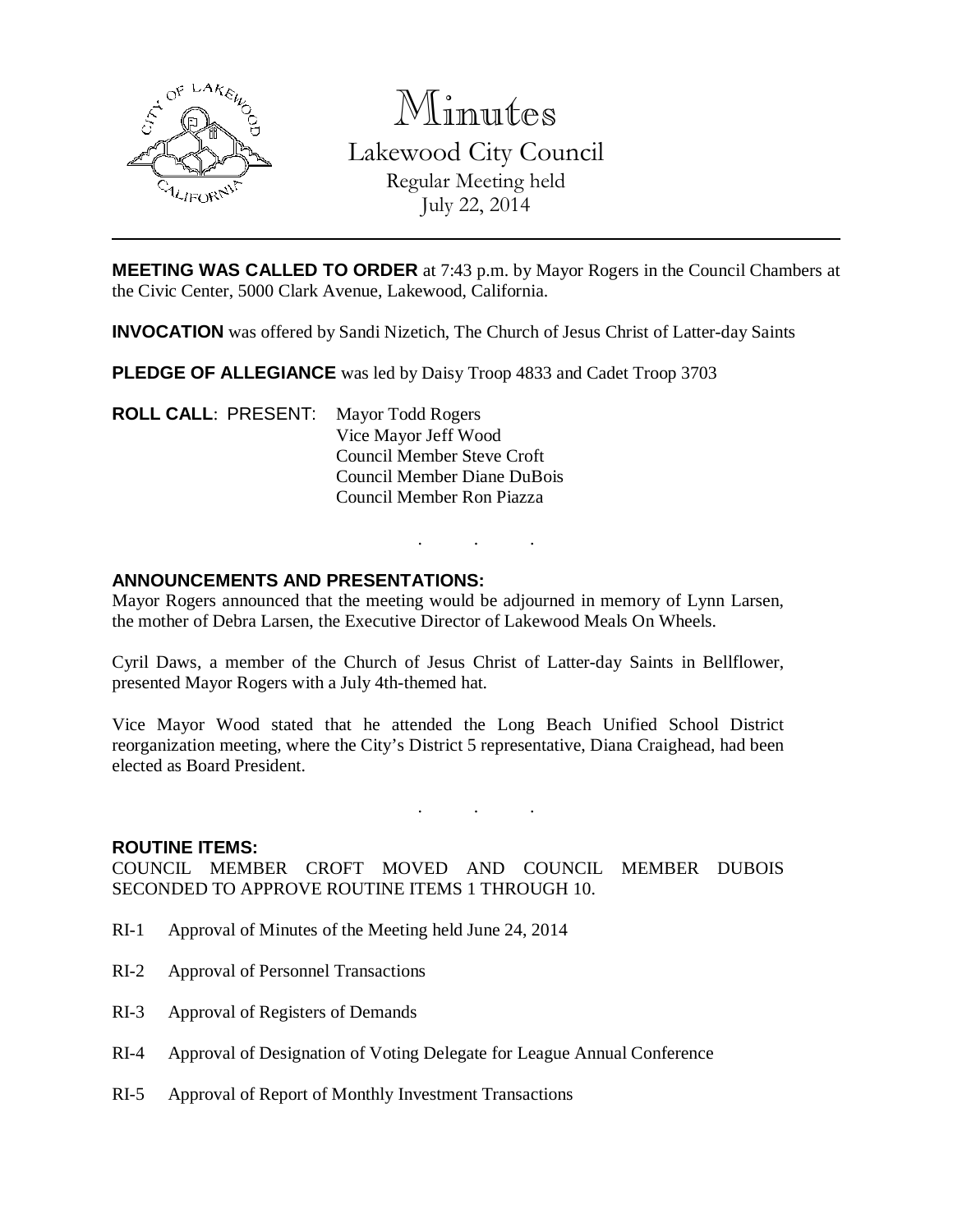# Minutes

## Lakewood City Council

Regular Meeting held
July 22, 2014

---

**MEETING WAS CALLED TO ORDER** at 7:43 p.m. by Mayor Rogers in the Council Chambers at the Civic Center, 5000 Clark Avenue, Lakewood, California.

**INVOCATION** was offered by Sandi Nizetich, The Church of Jesus Christ of Latter-day Saints

**PLEDGE OF ALLEGIANCE** was led by Daisy Troop 4833 and Cadet Troop 3703

**ROLL CALL**: PRESENT: Mayor Todd Rogers
Vice Mayor Jeff Wood
Council Member Steve Croft
Council Member Diane DuBois
Council Member Ron Piazza

. . .

**ANNOUNCEMENTS AND PRESENTATIONS:**

Mayor Rogers announced that the meeting would be adjourned in memory of Lynn Larsen, the mother of Debra Larsen, the Executive Director of Lakewood Meals On Wheels.

Cyril Daws, a member of the Church of Jesus Christ of Latter-day Saints in Bellflower, presented Mayor Rogers with a July 4th-themed hat.

Vice Mayor Wood stated that he attended the Long Beach Unified School District reorganization meeting, where the City's District 5 representative, Diana Craighead, had been elected as Board President.

. . .

**ROUTINE ITEMS:**

COUNCIL MEMBER CROFT MOVED AND COUNCIL MEMBER DUBOIS SECONDED TO APPROVE ROUTINE ITEMS 1 THROUGH 10.

RI-1 Approval of Minutes of the Meeting held June 24, 2014

RI-2 Approval of Personnel Transactions

RI-3 Approval of Registers of Demands

RI-4 Approval of Designation of Voting Delegate for League Annual Conference

RI-5 Approval of Report of Monthly Investment Transactions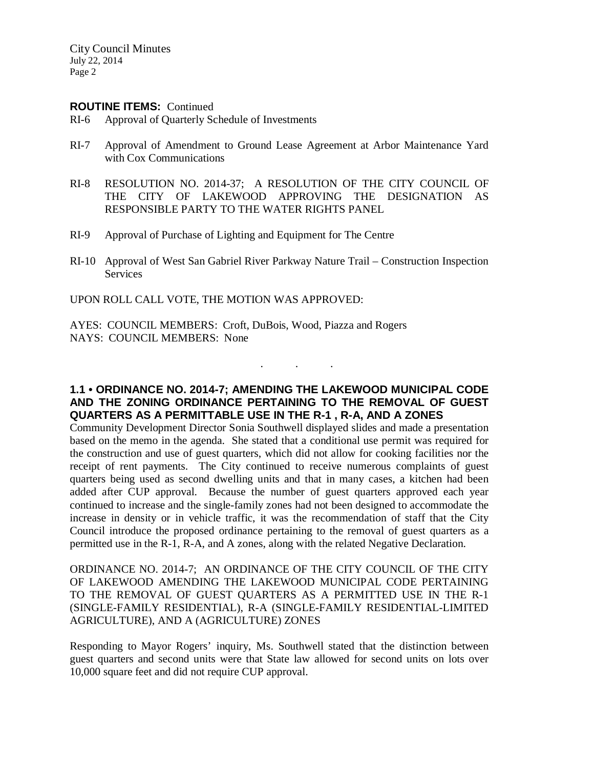**ROUTINE ITEMS:** Continued

RI-6 Approval of Quarterly Schedule of Investments

RI-7 Approval of Amendment to Ground Lease Agreement at Arbor Maintenance Yard with Cox Communications

RI-8 RESOLUTION NO. 2014-37; A RESOLUTION OF THE CITY COUNCIL OF THE CITY OF LAKEWOOD APPROVING THE DESIGNATION AS RESPONSIBLE PARTY TO THE WATER RIGHTS PANEL

RI-9 Approval of Purchase of Lighting and Equipment for The Centre

RI-10 Approval of West San Gabriel River Parkway Nature Trail – Construction Inspection Services

UPON ROLL CALL VOTE, THE MOTION WAS APPROVED:

AYES: COUNCIL MEMBERS: Croft, DuBois, Wood, Piazza and Rogers
NAYS: COUNCIL MEMBERS: None

. . .

**1.1 • ORDINANCE NO. 2014-7; AMENDING THE LAKEWOOD MUNICIPAL CODE AND THE ZONING ORDINANCE PERTAINING TO THE REMOVAL OF GUEST QUARTERS AS A PERMITTABLE USE IN THE R-1 , R-A, AND A ZONES**

Community Development Director Sonia Southwell displayed slides and made a presentation based on the memo in the agenda. She stated that a conditional use permit was required for the construction and use of guest quarters, which did not allow for cooking facilities nor the receipt of rent payments. The City continued to receive numerous complaints of guest quarters being used as second dwelling units and that in many cases, a kitchen had been added after CUP approval. Because the number of guest quarters approved each year continued to increase and the single-family zones had not been designed to accommodate the increase in density or in vehicle traffic, it was the recommendation of staff that the City Council introduce the proposed ordinance pertaining to the removal of guest quarters as a permitted use in the R-1, R-A, and A zones, along with the related Negative Declaration.

ORDINANCE NO. 2014-7; AN ORDINANCE OF THE CITY COUNCIL OF THE CITY OF LAKEWOOD AMENDING THE LAKEWOOD MUNICIPAL CODE PERTAINING TO THE REMOVAL OF GUEST QUARTERS AS A PERMITTED USE IN THE R-1 (SINGLE-FAMILY RESIDENTIAL), R-A (SINGLE-FAMILY RESIDENTIAL-LIMITED AGRICULTURE), AND A (AGRICULTURE) ZONES

Responding to Mayor Rogers' inquiry, Ms. Southwell stated that the distinction between guest quarters and second units were that State law allowed for second units on lots over 10,000 square feet and did not require CUP approval.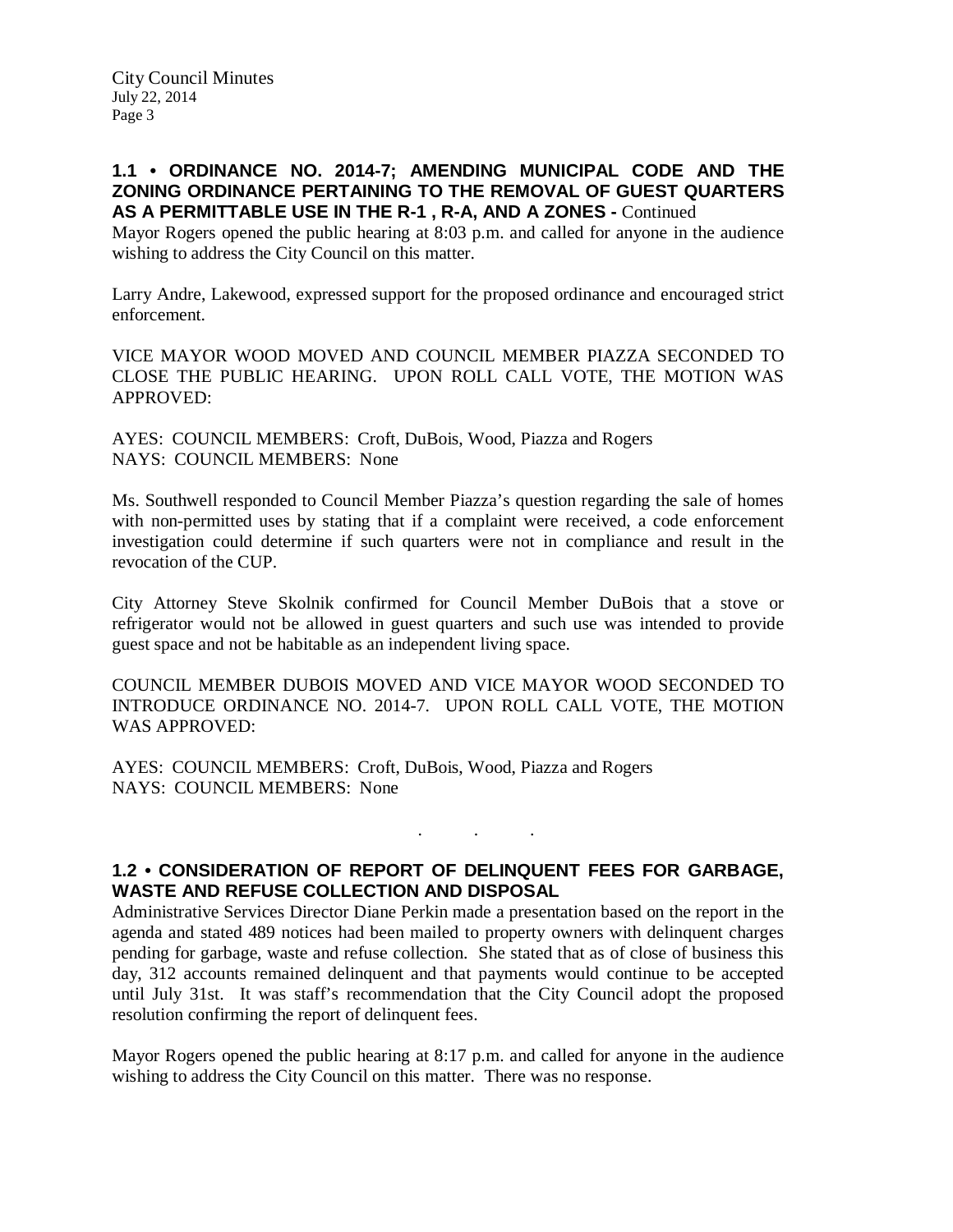**1.1 • ORDINANCE NO. 2014-7; AMENDING MUNICIPAL CODE AND THE ZONING ORDINANCE PERTAINING TO THE REMOVAL OF GUEST QUARTERS AS A PERMITTABLE USE IN THE R-1 , R-A, AND A ZONES -** Continued

Mayor Rogers opened the public hearing at 8:03 p.m. and called for anyone in the audience wishing to address the City Council on this matter.

Larry Andre, Lakewood, expressed support for the proposed ordinance and encouraged strict enforcement.

VICE MAYOR WOOD MOVED AND COUNCIL MEMBER PIAZZA SECONDED TO CLOSE THE PUBLIC HEARING. UPON ROLL CALL VOTE, THE MOTION WAS APPROVED:

AYES: COUNCIL MEMBERS: Croft, DuBois, Wood, Piazza and Rogers
NAYS: COUNCIL MEMBERS: None

Ms. Southwell responded to Council Member Piazza's question regarding the sale of homes with non-permitted uses by stating that if a complaint were received, a code enforcement investigation could determine if such quarters were not in compliance and result in the revocation of the CUP.

City Attorney Steve Skolnik confirmed for Council Member DuBois that a stove or refrigerator would not be allowed in guest quarters and such use was intended to provide guest space and not be habitable as an independent living space.

COUNCIL MEMBER DUBOIS MOVED AND VICE MAYOR WOOD SECONDED TO INTRODUCE ORDINANCE NO. 2014-7. UPON ROLL CALL VOTE, THE MOTION WAS APPROVED:

AYES: COUNCIL MEMBERS: Croft, DuBois, Wood, Piazza and Rogers
NAYS: COUNCIL MEMBERS: None

. . .

**1.2 • CONSIDERATION OF REPORT OF DELINQUENT FEES FOR GARBAGE, WASTE AND REFUSE COLLECTION AND DISPOSAL**

Administrative Services Director Diane Perkin made a presentation based on the report in the agenda and stated 489 notices had been mailed to property owners with delinquent charges pending for garbage, waste and refuse collection. She stated that as of close of business this day, 312 accounts remained delinquent and that payments would continue to be accepted until July 31st. It was staff's recommendation that the City Council adopt the proposed resolution confirming the report of delinquent fees.

Mayor Rogers opened the public hearing at 8:17 p.m. and called for anyone in the audience wishing to address the City Council on this matter. There was no response.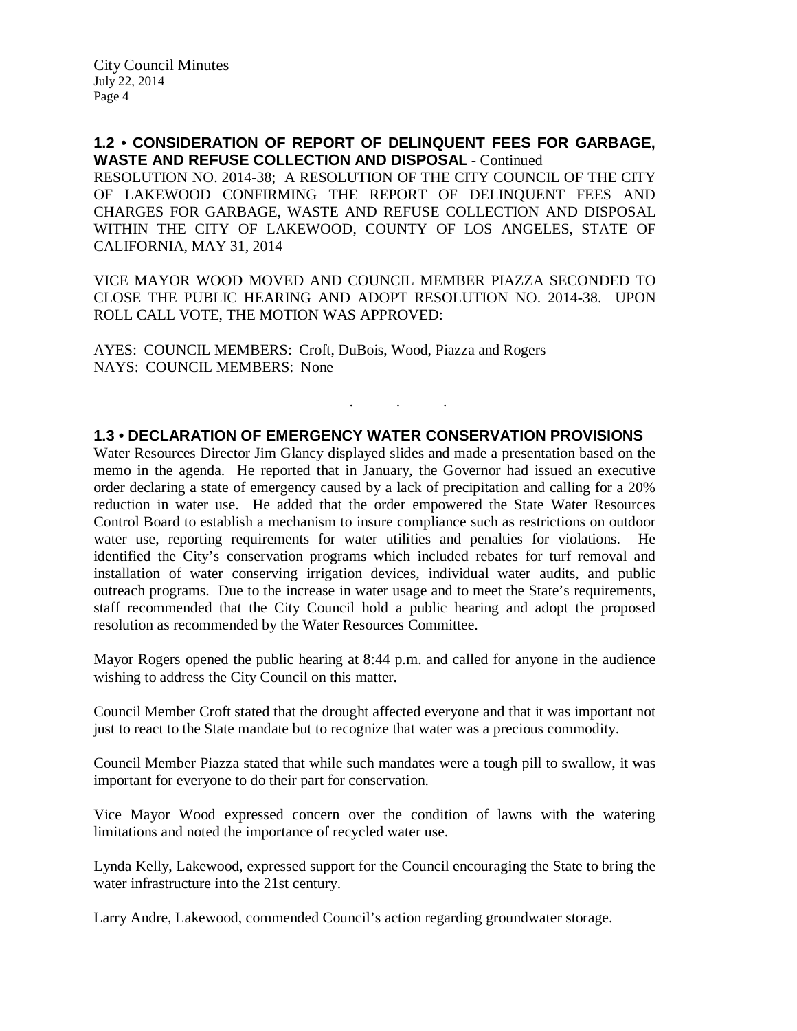**1.2 • CONSIDERATION OF REPORT OF DELINQUENT FEES FOR GARBAGE, WASTE AND REFUSE COLLECTION AND DISPOSAL** - Continued

RESOLUTION NO. 2014-38; A RESOLUTION OF THE CITY COUNCIL OF THE CITY OF LAKEWOOD CONFIRMING THE REPORT OF DELINQUENT FEES AND CHARGES FOR GARBAGE, WASTE AND REFUSE COLLECTION AND DISPOSAL WITHIN THE CITY OF LAKEWOOD, COUNTY OF LOS ANGELES, STATE OF CALIFORNIA, MAY 31, 2014

VICE MAYOR WOOD MOVED AND COUNCIL MEMBER PIAZZA SECONDED TO CLOSE THE PUBLIC HEARING AND ADOPT RESOLUTION NO. 2014-38. UPON ROLL CALL VOTE, THE MOTION WAS APPROVED:

AYES: COUNCIL MEMBERS: Croft, DuBois, Wood, Piazza and Rogers
NAYS: COUNCIL MEMBERS: None

. . .

**1.3 • DECLARATION OF EMERGENCY WATER CONSERVATION PROVISIONS**

Water Resources Director Jim Glancy displayed slides and made a presentation based on the memo in the agenda. He reported that in January, the Governor had issued an executive order declaring a state of emergency caused by a lack of precipitation and calling for a 20% reduction in water use. He added that the order empowered the State Water Resources Control Board to establish a mechanism to insure compliance such as restrictions on outdoor water use, reporting requirements for water utilities and penalties for violations. He identified the City's conservation programs which included rebates for turf removal and installation of water conserving irrigation devices, individual water audits, and public outreach programs. Due to the increase in water usage and to meet the State's requirements, staff recommended that the City Council hold a public hearing and adopt the proposed resolution as recommended by the Water Resources Committee.

Mayor Rogers opened the public hearing at 8:44 p.m. and called for anyone in the audience wishing to address the City Council on this matter.

Council Member Croft stated that the drought affected everyone and that it was important not just to react to the State mandate but to recognize that water was a precious commodity.

Council Member Piazza stated that while such mandates were a tough pill to swallow, it was important for everyone to do their part for conservation.

Vice Mayor Wood expressed concern over the condition of lawns with the watering limitations and noted the importance of recycled water use.

Lynda Kelly, Lakewood, expressed support for the Council encouraging the State to bring the water infrastructure into the 21st century.

Larry Andre, Lakewood, commended Council's action regarding groundwater storage.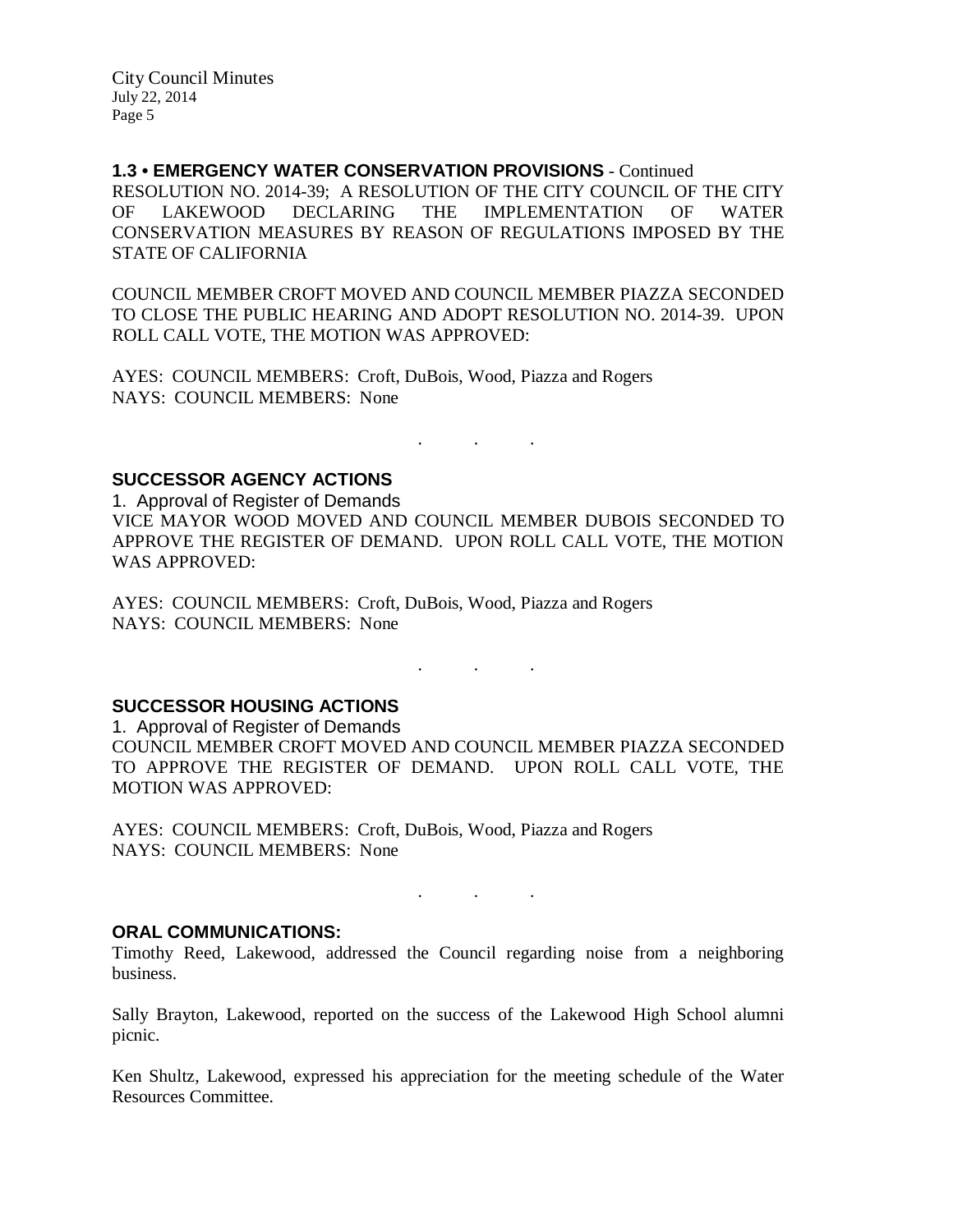**1.3 • EMERGENCY WATER CONSERVATION PROVISIONS** - Continued

RESOLUTION NO. 2014-39; A RESOLUTION OF THE CITY COUNCIL OF THE CITY OF LAKEWOOD DECLARING THE IMPLEMENTATION OF WATER CONSERVATION MEASURES BY REASON OF REGULATIONS IMPOSED BY THE STATE OF CALIFORNIA

COUNCIL MEMBER CROFT MOVED AND COUNCIL MEMBER PIAZZA SECONDED TO CLOSE THE PUBLIC HEARING AND ADOPT RESOLUTION NO. 2014-39. UPON ROLL CALL VOTE, THE MOTION WAS APPROVED:

AYES: COUNCIL MEMBERS: Croft, DuBois, Wood, Piazza and Rogers
NAYS: COUNCIL MEMBERS: None

. . .

## SUCCESSOR AGENCY ACTIONS

1. Approval of Register of Demands

VICE MAYOR WOOD MOVED AND COUNCIL MEMBER DUBOIS SECONDED TO APPROVE THE REGISTER OF DEMAND. UPON ROLL CALL VOTE, THE MOTION WAS APPROVED:

AYES: COUNCIL MEMBERS: Croft, DuBois, Wood, Piazza and Rogers
NAYS: COUNCIL MEMBERS: None

. . .

## SUCCESSOR HOUSING ACTIONS

1. Approval of Register of Demands

COUNCIL MEMBER CROFT MOVED AND COUNCIL MEMBER PIAZZA SECONDED TO APPROVE THE REGISTER OF DEMAND. UPON ROLL CALL VOTE, THE MOTION WAS APPROVED:

AYES: COUNCIL MEMBERS: Croft, DuBois, Wood, Piazza and Rogers
NAYS: COUNCIL MEMBERS: None

. . .

## ORAL COMMUNICATIONS:

Timothy Reed, Lakewood, addressed the Council regarding noise from a neighboring business.

Sally Brayton, Lakewood, reported on the success of the Lakewood High School alumni picnic.

Ken Shultz, Lakewood, expressed his appreciation for the meeting schedule of the Water Resources Committee.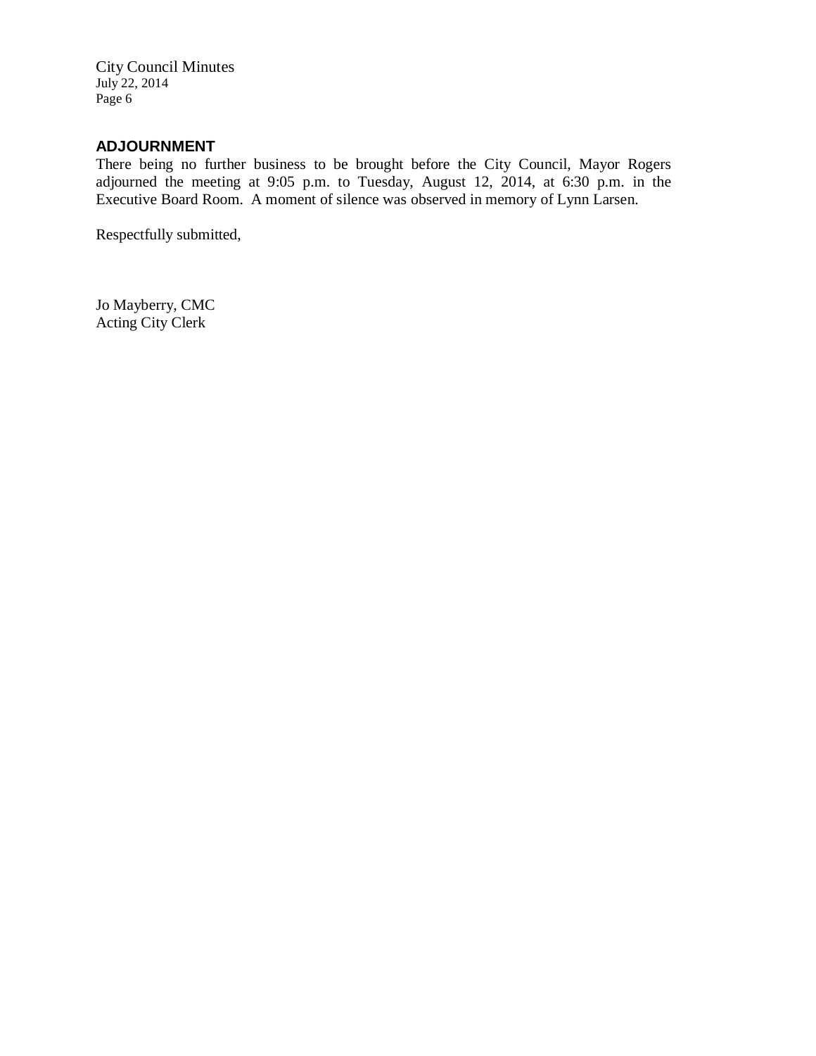## ADJOURNMENT

There being no further business to be brought before the City Council, Mayor Rogers adjourned the meeting at 9:05 p.m. to Tuesday, August 12, 2014, at 6:30 p.m. in the Executive Board Room. A moment of silence was observed in memory of Lynn Larsen.

Respectfully submitted,

Jo Mayberry, CMC
Acting City Clerk